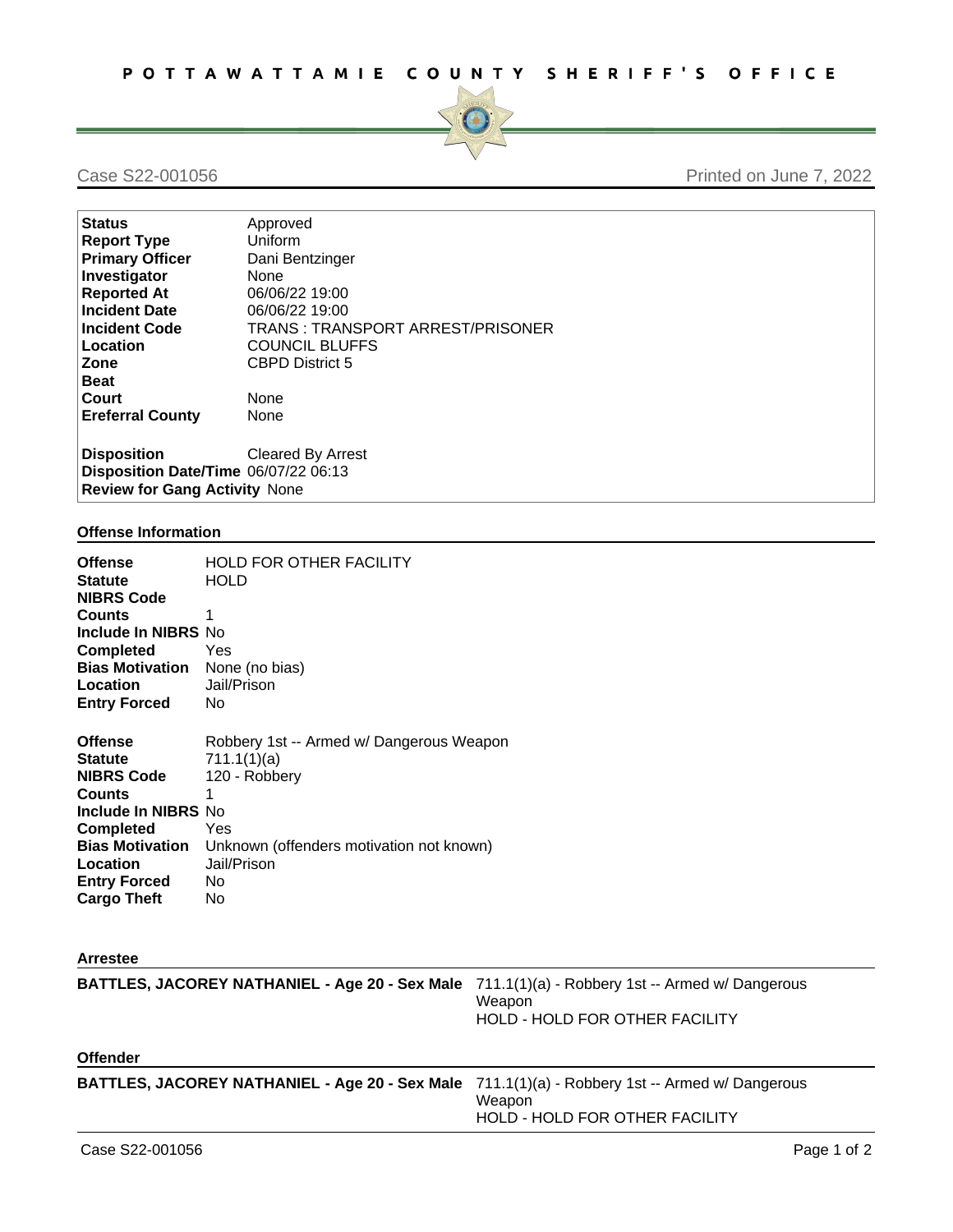# POTTAWATTAMIE COUNTY SHERIFF'S OFFICE

Case S22-001056 Printed on June 7, 2022

| | |
|---|---|
| **Status** | Approved |
| **Report Type** | Uniform |
| **Primary Officer** | Dani Bentzinger |
| **Investigator** | None |
| **Reported At** | 06/06/22 19:00 |
| **Incident Date** | 06/06/22 19:00 |
| **Incident Code** | TRANS : TRANSPORT ARREST/PRISONER |
| **Location** | COUNCIL BLUFFS |
| **Zone** | CBPD District 5 |
| **Beat** | |
| **Court** | None |
| **Ereferral County** | None |
| | |
| **Disposition** | Cleared By Arrest |
| **Disposition Date/Time** | 06/07/22 06:13 |
| **Review for Gang Activity** | None |

## Offense Information

| | |
|---|---|
| **Offense** | HOLD FOR OTHER FACILITY |
| **Statute** | HOLD |
| **NIBRS Code** | |
| **Counts** | 1 |
| **Include In NIBRS** | No |
| **Completed** | Yes |
| **Bias Motivation** | None (no bias) |
| **Location** | Jail/Prison |
| **Entry Forced** | No |

| | |
|---|---|
| **Offense** | Robbery 1st -- Armed w/ Dangerous Weapon |
| **Statute** | 711.1(1)(a) |
| **NIBRS Code** | 120 - Robbery |
| **Counts** | 1 |
| **Include In NIBRS** | No |
| **Completed** | Yes |
| **Bias Motivation** | Unknown (offenders motivation not known) |
| **Location** | Jail/Prison |
| **Entry Forced** | No |
| **Cargo Theft** | No |

## Arrestee

| | |
|---|---|
| **BATTLES, JACOREY NATHANIEL - Age 20 - Sex Male** | 711.1(1)(a) - Robbery 1st -- Armed w/ Dangerous Weapon<br>HOLD - HOLD FOR OTHER FACILITY |

## Offender

| | |
|---|---|
| **BATTLES, JACOREY NATHANIEL - Age 20 - Sex Male** | 711.1(1)(a) - Robbery 1st -- Armed w/ Dangerous Weapon<br>HOLD - HOLD FOR OTHER FACILITY |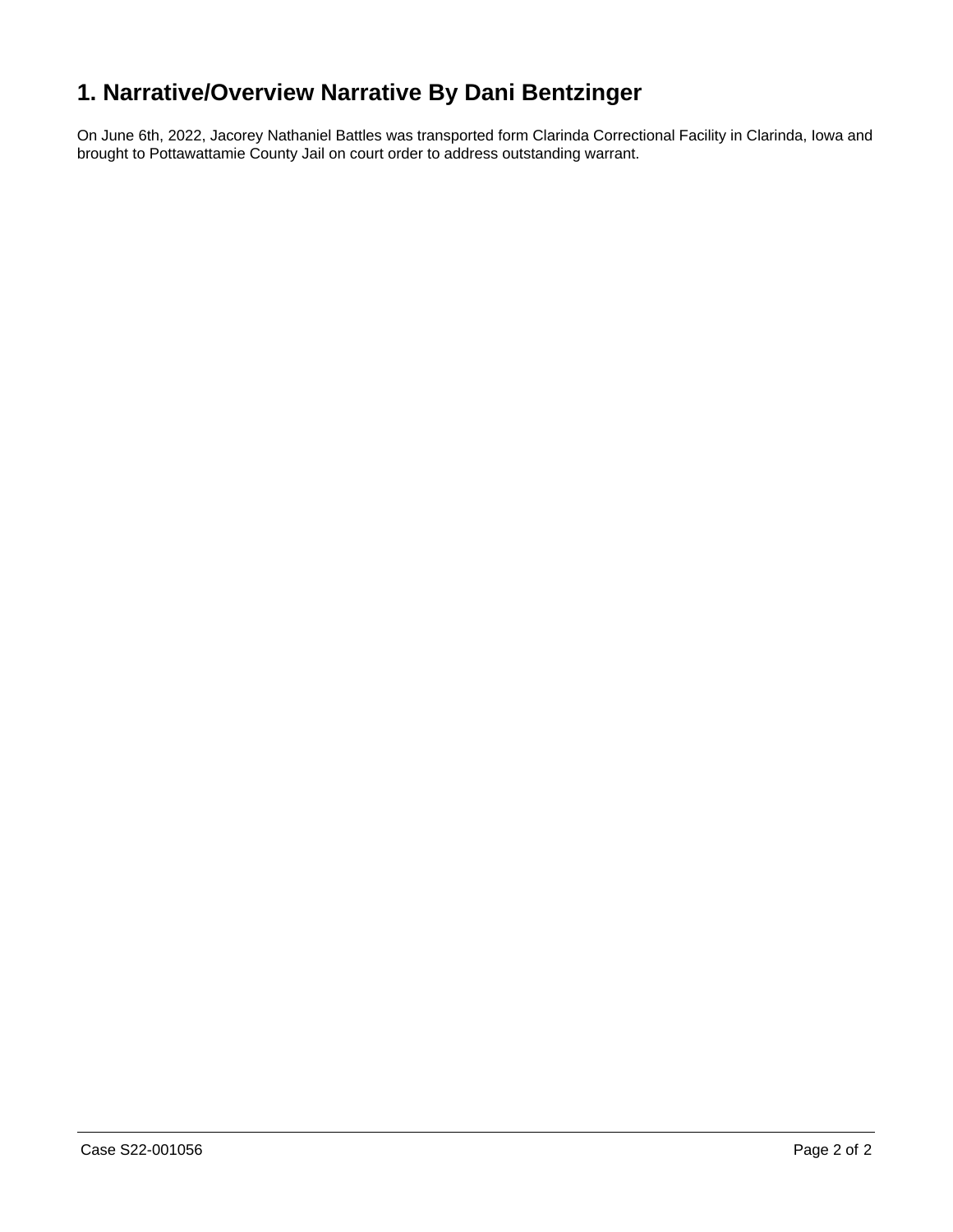# 1. Narrative/Overview Narrative By Dani Bentzinger

On June 6th, 2022, Jacorey Nathaniel Battles was transported form Clarinda Correctional Facility in Clarinda, Iowa and brought to Pottawattamie County Jail on court order to address outstanding warrant.